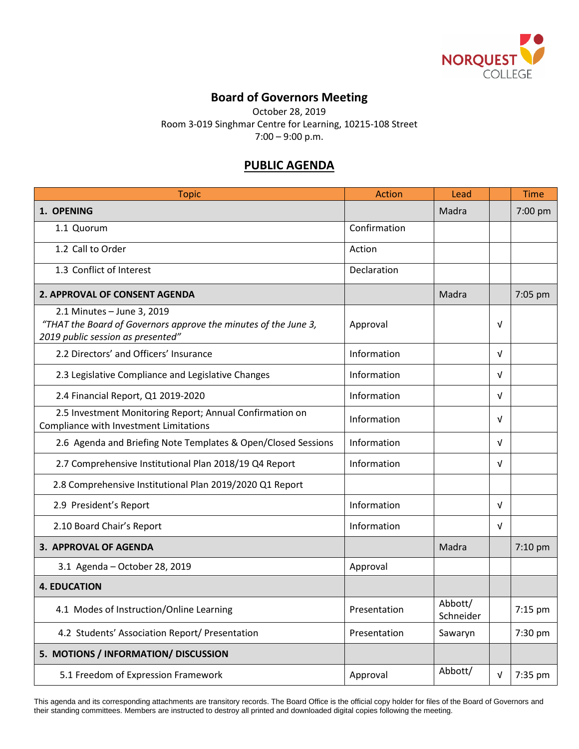# Board of Governors Meeting

October 28, 2019
Room 3-019 Singhmar Centre for Learning, 10215-108 Street
7:00 – 9:00 p.m.

## PUBLIC AGENDA

| Topic | Action | Lead | | Time |
|---|---|---|---|---|
| **1. OPENING** | | Madra | | 7:00 pm |
| 1.1 Quorum | Confirmation | | | |
| 1.2 Call to Order | Action | | | |
| 1.3 Conflict of Interest | Declaration | | | |
| **2. APPROVAL OF CONSENT AGENDA** | | Madra | | 7:05 pm |
| 2.1 Minutes – June 3, 2019 *"THAT the Board of Governors approve the minutes of the June 3, 2019 public session as presented"* | Approval | | √ | |
| 2.2 Directors' and Officers' Insurance | Information | | √ | |
| 2.3 Legislative Compliance and Legislative Changes | Information | | √ | |
| 2.4 Financial Report, Q1 2019-2020 | Information | | √ | |
| 2.5 Investment Monitoring Report; Annual Confirmation on Compliance with Investment Limitations | Information | | √ | |
| 2.6 Agenda and Briefing Note Templates & Open/Closed Sessions | Information | | √ | |
| 2.7 Comprehensive Institutional Plan 2018/19 Q4 Report | Information | | √ | |
| 2.8 Comprehensive Institutional Plan 2019/2020 Q1 Report | | | | |
| 2.9 President's Report | Information | | √ | |
| 2.10 Board Chair's Report | Information | | √ | |
| **3. APPROVAL OF AGENDA** | | Madra | | 7:10 pm |
| 3.1 Agenda – October 28, 2019 | Approval | | | |
| **4. EDUCATION** | | | | |
| 4.1 Modes of Instruction/Online Learning | Presentation | Abbott/ Schneider | | 7:15 pm |
| 4.2 Students' Association Report/ Presentation | Presentation | Sawaryn | | 7:30 pm |
| **5. MOTIONS / INFORMATION/ DISCUSSION** | | | | |
| 5.1 Freedom of Expression Framework | Approval | Abbott/ | √ | 7:35 pm |

This agenda and its corresponding attachments are transitory records. The Board Office is the official copy holder for files of the Board of Governors and their standing committees. Members are instructed to destroy all printed and downloaded digital copies following the meeting.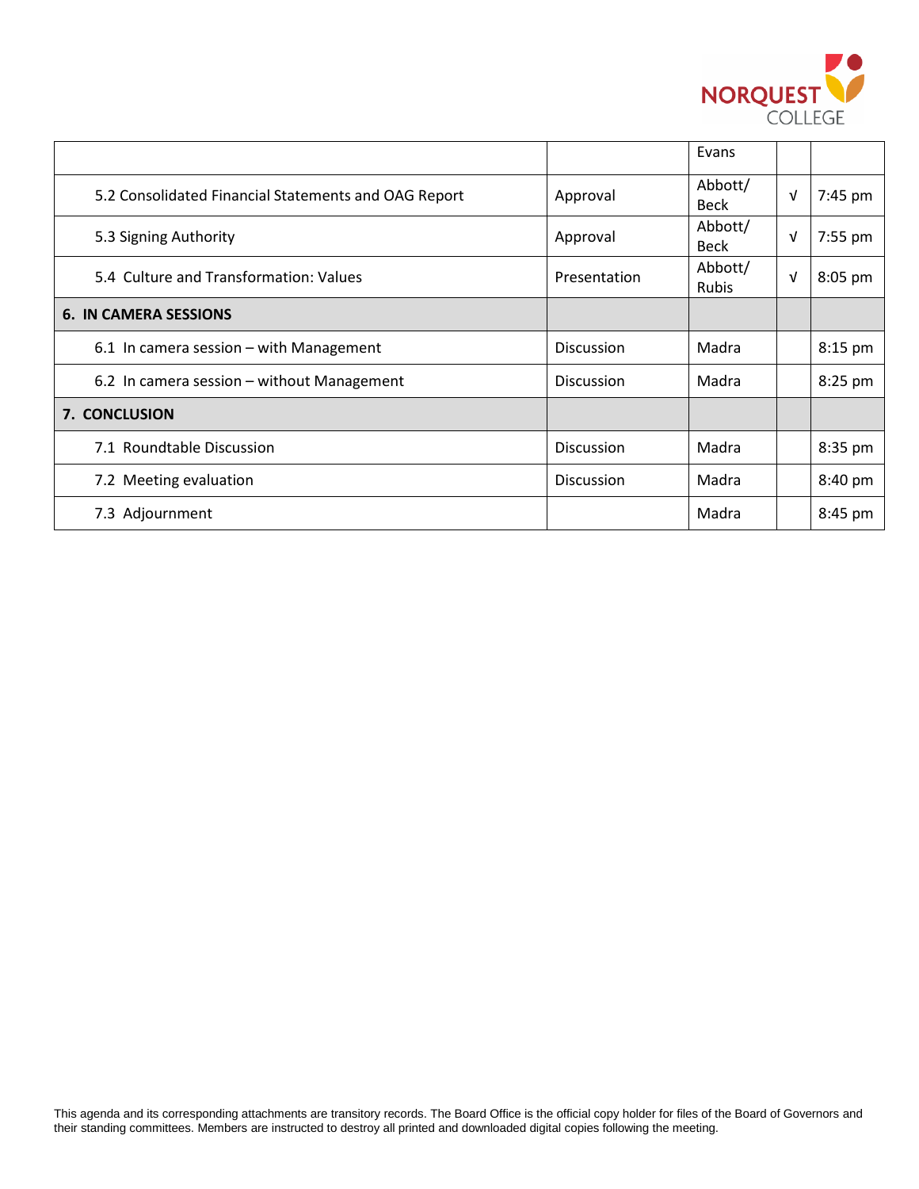| | | | | |
|---|---|---|---|---|
| | | Evans | | |
| 5.2 Consolidated Financial Statements and OAG Report | Approval | Abbott/ Beck | √ | 7:45 pm |
| 5.3 Signing Authority | Approval | Abbott/ Beck | √ | 7:55 pm |
| 5.4 Culture and Transformation: Values | Presentation | Abbott/ Rubis | √ | 8:05 pm |
| **6. IN CAMERA SESSIONS** | | | | |
| 6.1 In camera session – with Management | Discussion | Madra | | 8:15 pm |
| 6.2 In camera session – without Management | Discussion | Madra | | 8:25 pm |
| **7. CONCLUSION** | | | | |
| 7.1 Roundtable Discussion | Discussion | Madra | | 8:35 pm |
| 7.2 Meeting evaluation | Discussion | Madra | | 8:40 pm |
| 7.3 Adjournment | | Madra | | 8:45 pm |

This agenda and its corresponding attachments are transitory records. The Board Office is the official copy holder for files of the Board of Governors and their standing committees. Members are instructed to destroy all printed and downloaded digital copies following the meeting.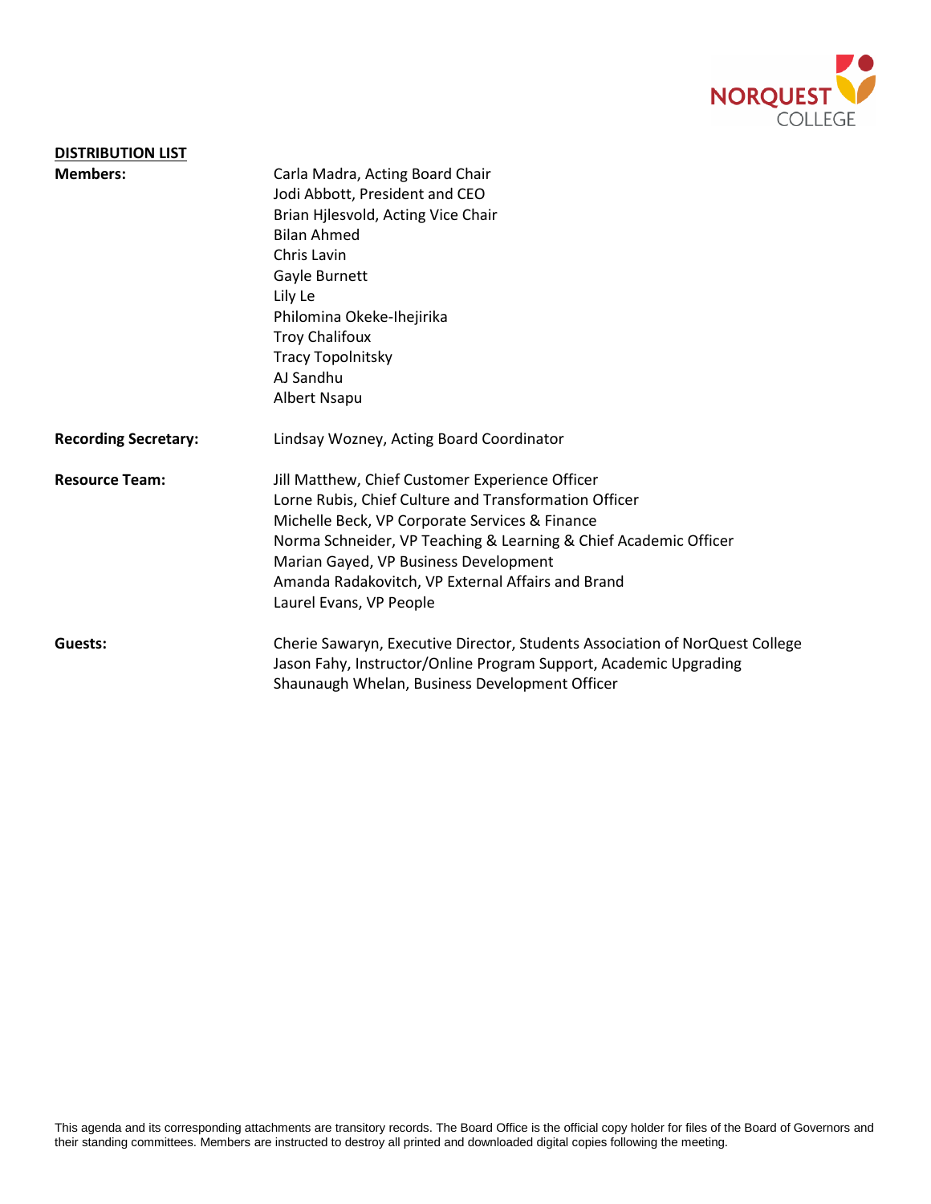**DISTRIBUTION LIST**

| | |
|---|---|
| **Members:** | Carla Madra, Acting Board Chair<br>Jodi Abbott, President and CEO<br>Brian Hjlesvold, Acting Vice Chair<br>Bilan Ahmed<br>Chris Lavin<br>Gayle Burnett<br>Lily Le<br>Philomina Okeke-Ihejirika<br>Troy Chalifoux<br>Tracy Topolnitsky<br>AJ Sandhu<br>Albert Nsapu |
| **Recording Secretary:** | Lindsay Wozney, Acting Board Coordinator |
| **Resource Team:** | Jill Matthew, Chief Customer Experience Officer<br>Lorne Rubis, Chief Culture and Transformation Officer<br>Michelle Beck, VP Corporate Services & Finance<br>Norma Schneider, VP Teaching & Learning & Chief Academic Officer<br>Marian Gayed, VP Business Development<br>Amanda Radakovitch, VP External Affairs and Brand<br>Laurel Evans, VP People |
| **Guests:** | Cherie Sawaryn, Executive Director, Students Association of NorQuest College<br>Jason Fahy, Instructor/Online Program Support, Academic Upgrading<br>Shaunaugh Whelan, Business Development Officer |

This agenda and its corresponding attachments are transitory records. The Board Office is the official copy holder for files of the Board of Governors and their standing committees. Members are instructed to destroy all printed and downloaded digital copies following the meeting.